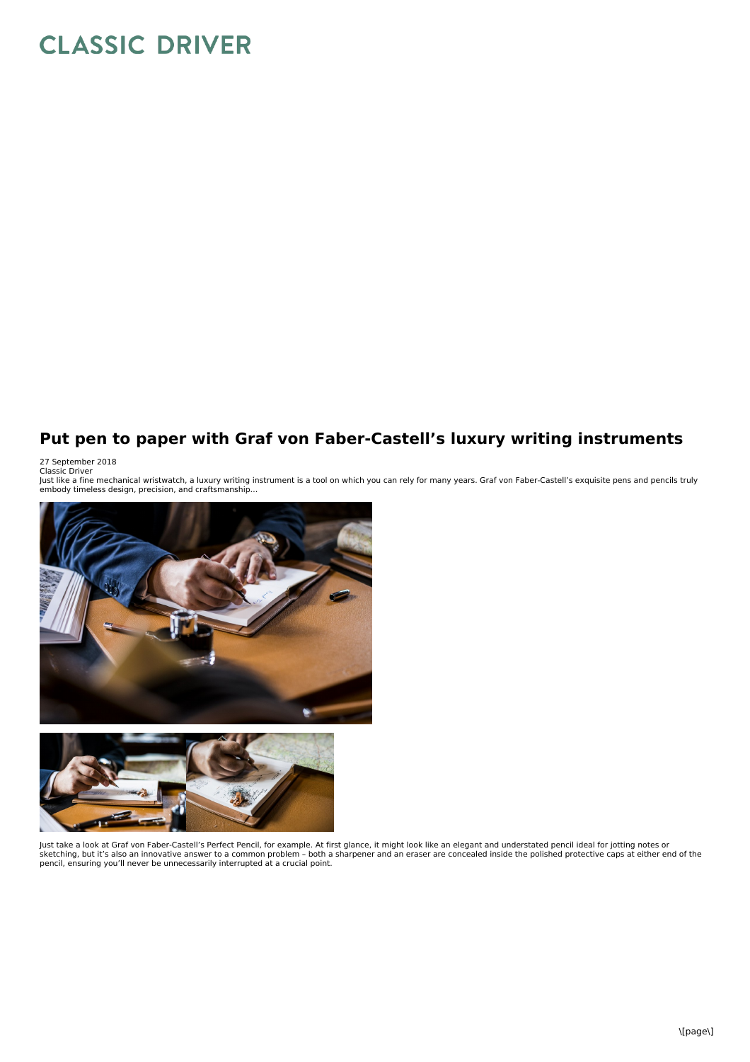# CLASSIC DRIVER

## Put pen to paper with Graf von Faber-Castell's luxury writing instruments

27 September 2018
Classic Driver
Just like a fine mechanical wristwatch, a luxury writing instrument is a tool on which you can rely for many years. Graf von Faber-Castell's exquisite pens and pencils truly embody timeless design, precision, and craftsmanship...

Just take a look at Graf von Faber-Castell's Perfect Pencil, for example. At first glance, it might look like an elegant and understated pencil ideal for jotting notes or sketching, but it's also an innovative answer to a common problem – both a sharpener and an eraser are concealed inside the polished protective caps at either end of the pencil, ensuring you'll never be unnecessarily interrupted at a crucial point.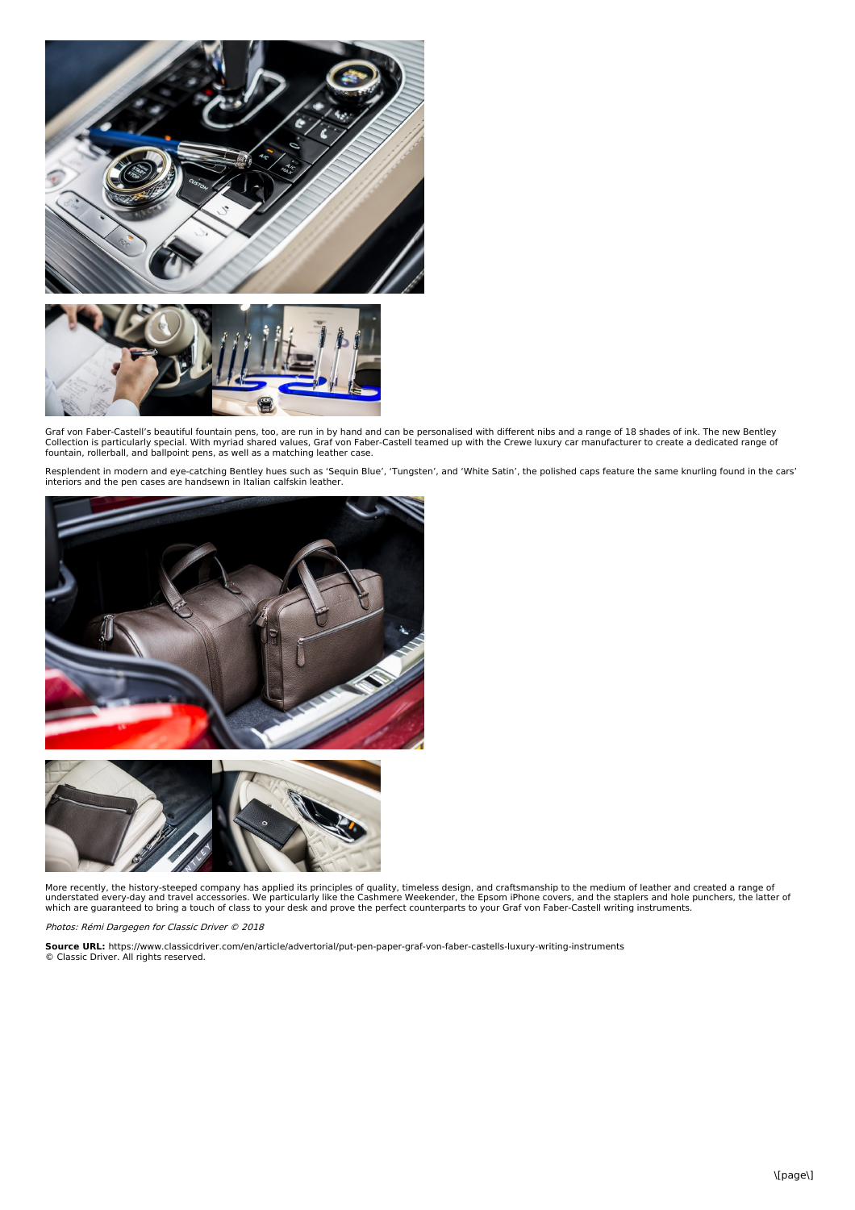Graf von Faber-Castell's beautiful fountain pens, too, are run in by hand and can be personalised with different nibs and a range of 18 shades of ink. The new Bentley Collection is particularly special. With myriad shared values, Graf von Faber-Castell teamed up with the Crewe luxury car manufacturer to create a dedicated range of fountain, rollerball, and ballpoint pens, as well as a matching leather case.

Resplendent in modern and eye-catching Bentley hues such as 'Sequin Blue', 'Tungsten', and 'White Satin', the polished caps feature the same knurling found in the cars' interiors and the pen cases are handsewn in Italian calfskin leather.

More recently, the history-steeped company has applied its principles of quality, timeless design, and craftsmanship to the medium of leather and created a range of understated every-day and travel accessories. We particularly like the Cashmere Weekender, the Epsom iPhone covers, and the staplers and hole punchers, the latter of which are guaranteed to bring a touch of class to your desk and prove the perfect counterparts to your Graf von Faber-Castell writing instruments.

*Photos: Rémi Dargegen for Classic Driver © 2018*

**Source URL:** https://www.classicdriver.com/en/article/advertorial/put-pen-paper-graf-von-faber-castells-luxury-writing-instruments
© Classic Driver. All rights reserved.